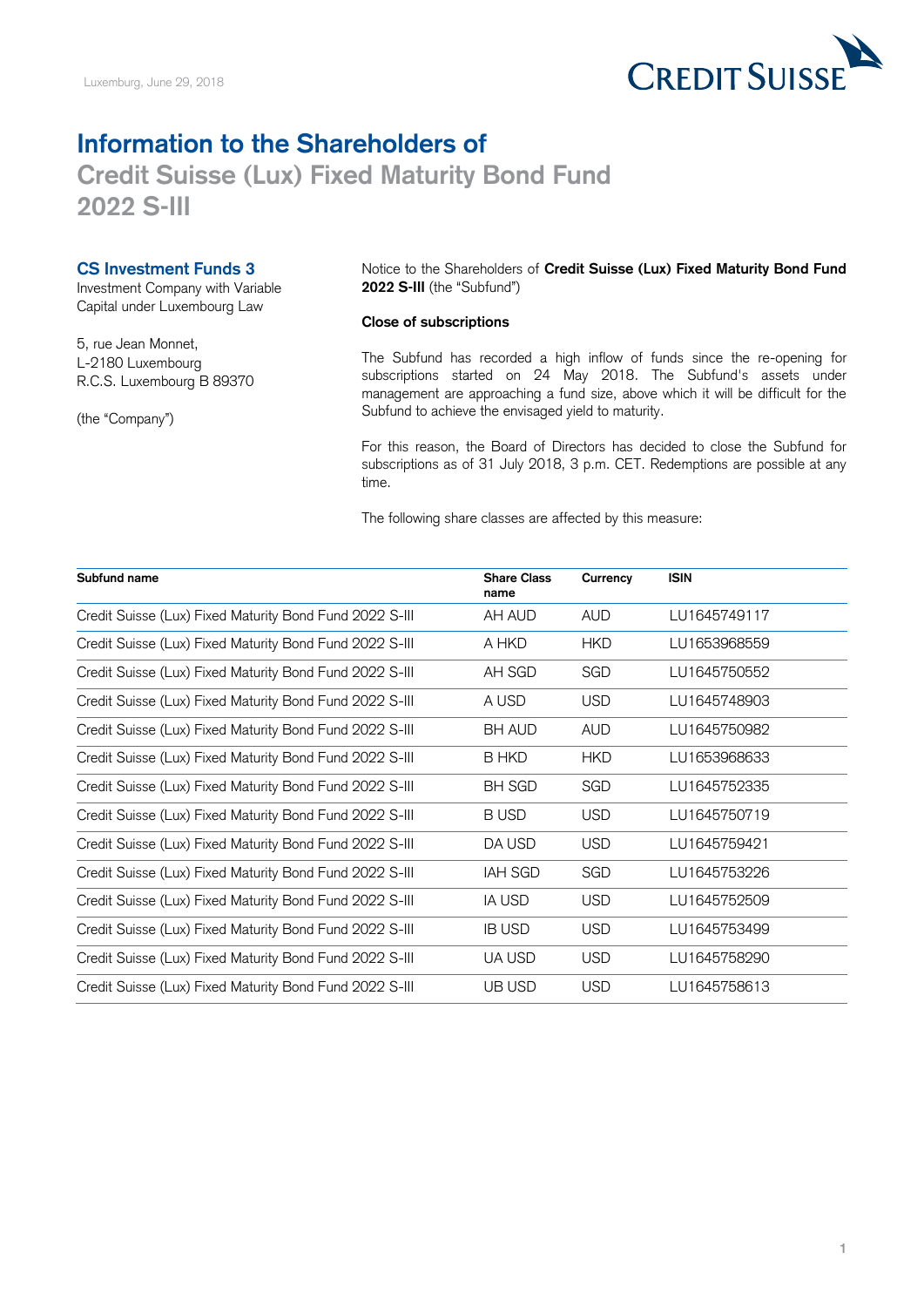Luxemburg, June 29, 2018

# Information to the Shareholders of

## Credit Suisse (Lux) Fixed Maturity Bond Fund 2022 S-III

### CS Investment Funds 3

Investment Company with Variable Capital under Luxembourg Law

5, rue Jean Monnet,
L-2180 Luxembourg
R.C.S. Luxembourg B 89370

(the "Company")

Notice to the Shareholders of **Credit Suisse (Lux) Fixed Maturity Bond Fund 2022 S-III** (the "Subfund")

**Close of subscriptions**

The Subfund has recorded a high inflow of funds since the re-opening for subscriptions started on 24 May 2018. The Subfund's assets under management are approaching a fund size, above which it will be difficult for the Subfund to achieve the envisaged yield to maturity.

For this reason, the Board of Directors has decided to close the Subfund for subscriptions as of 31 July 2018, 3 p.m. CET. Redemptions are possible at any time.

The following share classes are affected by this measure:

| Subfund name | Share Class name | Currency | ISIN |
|---|---|---|---|
| Credit Suisse (Lux) Fixed Maturity Bond Fund 2022 S-III | AH AUD | AUD | LU1645749117 |
| Credit Suisse (Lux) Fixed Maturity Bond Fund 2022 S-III | A HKD | HKD | LU1653968559 |
| Credit Suisse (Lux) Fixed Maturity Bond Fund 2022 S-III | AH SGD | SGD | LU1645750552 |
| Credit Suisse (Lux) Fixed Maturity Bond Fund 2022 S-III | A USD | USD | LU1645748903 |
| Credit Suisse (Lux) Fixed Maturity Bond Fund 2022 S-III | BH AUD | AUD | LU1645750982 |
| Credit Suisse (Lux) Fixed Maturity Bond Fund 2022 S-III | B HKD | HKD | LU1653968633 |
| Credit Suisse (Lux) Fixed Maturity Bond Fund 2022 S-III | BH SGD | SGD | LU1645752335 |
| Credit Suisse (Lux) Fixed Maturity Bond Fund 2022 S-III | B USD | USD | LU1645750719 |
| Credit Suisse (Lux) Fixed Maturity Bond Fund 2022 S-III | DA USD | USD | LU1645759421 |
| Credit Suisse (Lux) Fixed Maturity Bond Fund 2022 S-III | IAH SGD | SGD | LU1645753226 |
| Credit Suisse (Lux) Fixed Maturity Bond Fund 2022 S-III | IA USD | USD | LU1645752509 |
| Credit Suisse (Lux) Fixed Maturity Bond Fund 2022 S-III | IB USD | USD | LU1645753499 |
| Credit Suisse (Lux) Fixed Maturity Bond Fund 2022 S-III | UA USD | USD | LU1645758290 |
| Credit Suisse (Lux) Fixed Maturity Bond Fund 2022 S-III | UB USD | USD | LU1645758613 |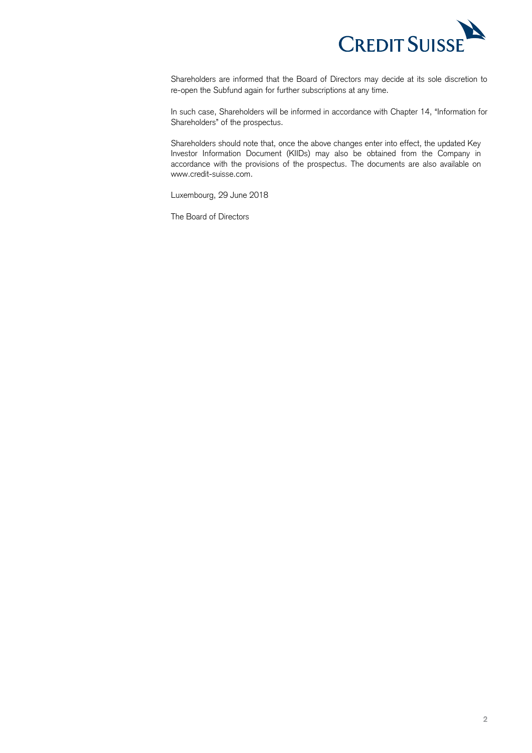Shareholders are informed that the Board of Directors may decide at its sole discretion to re-open the Subfund again for further subscriptions at any time.

In such case, Shareholders will be informed in accordance with Chapter 14, "Information for Shareholders" of the prospectus.

Shareholders should note that, once the above changes enter into effect, the updated Key Investor Information Document (KIIDs) may also be obtained from the Company in accordance with the provisions of the prospectus. The documents are also available on www.credit-suisse.com.

Luxembourg, 29 June 2018

The Board of Directors